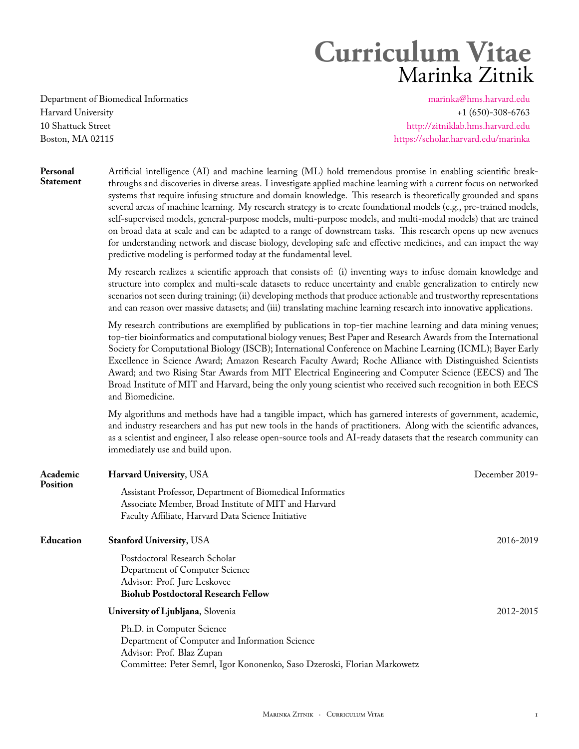# Curriculum Vitae

## Marinka Zitnik

Department of Biomedical Informatics
Harvard University
10 Shattuck Street
Boston, MA 02115

marinka@hms.harvard.edu
+1 (650)-308-6763
http://zitniklab.hms.harvard.edu
https://scholar.harvard.edu/marinka

### Personal Statement

Artificial intelligence (AI) and machine learning (ML) hold tremendous promise in enabling scientific breakthroughs and discoveries in diverse areas. I investigate applied machine learning with a current focus on networked systems that require infusing structure and domain knowledge. This research is theoretically grounded and spans several areas of machine learning. My research strategy is to create foundational models (e.g., pre-trained models, self-supervised models, general-purpose models, multi-purpose models, and multi-modal models) that are trained on broad data at scale and can be adapted to a range of downstream tasks. This research opens up new avenues for understanding network and disease biology, developing safe and effective medicines, and can impact the way predictive modeling is performed today at the fundamental level.

My research realizes a scientific approach that consists of: (i) inventing ways to infuse domain knowledge and structure into complex and multi-scale datasets to reduce uncertainty and enable generalization to entirely new scenarios not seen during training; (ii) developing methods that produce actionable and trustworthy representations and can reason over massive datasets; and (iii) translating machine learning research into innovative applications.

My research contributions are exemplified by publications in top-tier machine learning and data mining venues; top-tier bioinformatics and computational biology venues; Best Paper and Research Awards from the International Society for Computational Biology (ISCB); International Conference on Machine Learning (ICML); Bayer Early Excellence in Science Award; Amazon Research Faculty Award; Roche Alliance with Distinguished Scientists Award; and two Rising Star Awards from MIT Electrical Engineering and Computer Science (EECS) and The Broad Institute of MIT and Harvard, being the only young scientist who received such recognition in both EECS and Biomedicine.

My algorithms and methods have had a tangible impact, which has garnered interests of government, academic, and industry researchers and has put new tools in the hands of practitioners. Along with the scientific advances, as a scientist and engineer, I also release open-source tools and AI-ready datasets that the research community can immediately use and build upon.

### Academic Position

**Harvard University**, USA — December 2019-

Assistant Professor, Department of Biomedical Informatics
Associate Member, Broad Institute of MIT and Harvard
Faculty Affiliate, Harvard Data Science Initiative

### Education

**Stanford University**, USA — 2016-2019

Postdoctoral Research Scholar
Department of Computer Science
Advisor: Prof. Jure Leskovec
**Biohub Postdoctoral Research Fellow**

**University of Ljubljana**, Slovenia — 2012-2015

Ph.D. in Computer Science
Department of Computer and Information Science
Advisor: Prof. Blaz Zupan
Committee: Peter Semrl, Igor Kononenko, Saso Dzeroski, Florian Markowetz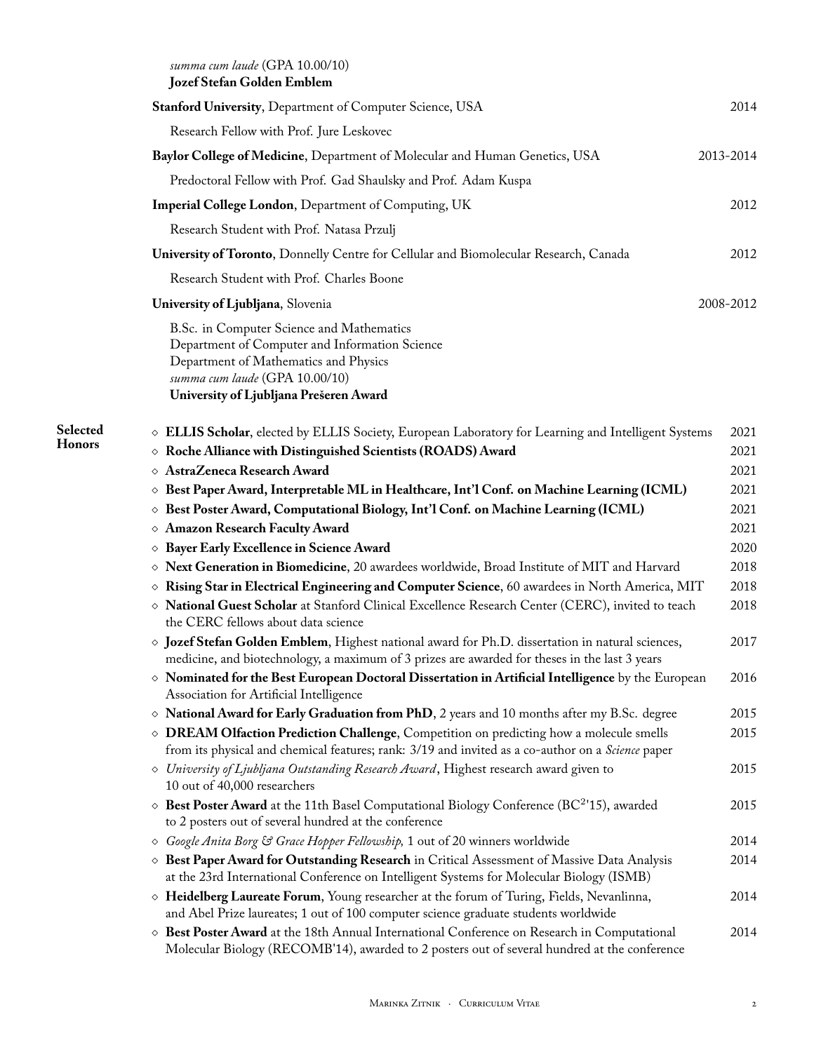*summa cum laude* (GPA 10.00/10)
**Jozef Stefan Golden Emblem**

**Stanford University**, Department of Computer Science, USA — 2014

Research Fellow with Prof. Jure Leskovec

**Baylor College of Medicine**, Department of Molecular and Human Genetics, USA — 2013-2014

Predoctoral Fellow with Prof. Gad Shaulsky and Prof. Adam Kuspa

**Imperial College London**, Department of Computing, UK — 2012

Research Student with Prof. Natasa Przulj

**University of Toronto**, Donnelly Centre for Cellular and Biomolecular Research, Canada — 2012

Research Student with Prof. Charles Boone

**University of Ljubljana**, Slovenia — 2008-2012

B.Sc. in Computer Science and Mathematics
Department of Computer and Information Science
Department of Mathematics and Physics
*summa cum laude* (GPA 10.00/10)
**University of Ljubljana Prešeren Award**

## Selected Honors

- **ELLIS Scholar**, elected by ELLIS Society, European Laboratory for Learning and Intelligent Systems — 2021
- **Roche Alliance with Distinguished Scientists (ROADS) Award** — 2021
- **AstraZeneca Research Award** — 2021
- **Best Paper Award, Interpretable ML in Healthcare, Int'l Conf. on Machine Learning (ICML)** — 2021
- **Best Poster Award, Computational Biology, Int'l Conf. on Machine Learning (ICML)** — 2021
- **Amazon Research Faculty Award** — 2021
- **Bayer Early Excellence in Science Award** — 2020
- **Next Generation in Biomedicine**, 20 awardees worldwide, Broad Institute of MIT and Harvard — 2018
- **Rising Star in Electrical Engineering and Computer Science**, 60 awardees in North America, MIT — 2018
- **National Guest Scholar** at Stanford Clinical Excellence Research Center (CERC), invited to teach the CERC fellows about data science — 2018
- **Jozef Stefan Golden Emblem**, Highest national award for Ph.D. dissertation in natural sciences, medicine, and biotechnology, a maximum of 3 prizes are awarded for theses in the last 3 years — 2017
- **Nominated for the Best European Doctoral Dissertation in Artificial Intelligence** by the European Association for Artificial Intelligence — 2016
- **National Award for Early Graduation from PhD**, 2 years and 10 months after my B.Sc. degree — 2015
- **DREAM Olfaction Prediction Challenge**, Competition on predicting how a molecule smells from its physical and chemical features; rank: 3/19 and invited as a co-author on a *Science* paper — 2015
- *University of Ljubljana Outstanding Research Award*, Highest research award given to 10 out of 40,000 researchers — 2015
- **Best Poster Award** at the 11th Basel Computational Biology Conference (BC$^2$'15), awarded to 2 posters out of several hundred at the conference — 2015
- *Google Anita Borg & Grace Hopper Fellowship,* 1 out of 20 winners worldwide — 2014
- **Best Paper Award for Outstanding Research** in Critical Assessment of Massive Data Analysis at the 23rd International Conference on Intelligent Systems for Molecular Biology (ISMB) — 2014
- **Heidelberg Laureate Forum**, Young researcher at the forum of Turing, Fields, Nevanlinna, and Abel Prize laureates; 1 out of 100 computer science graduate students worldwide — 2014
- **Best Poster Award** at the 18th Annual International Conference on Research in Computational Molecular Biology (RECOMB'14), awarded to 2 posters out of several hundred at the conference — 2014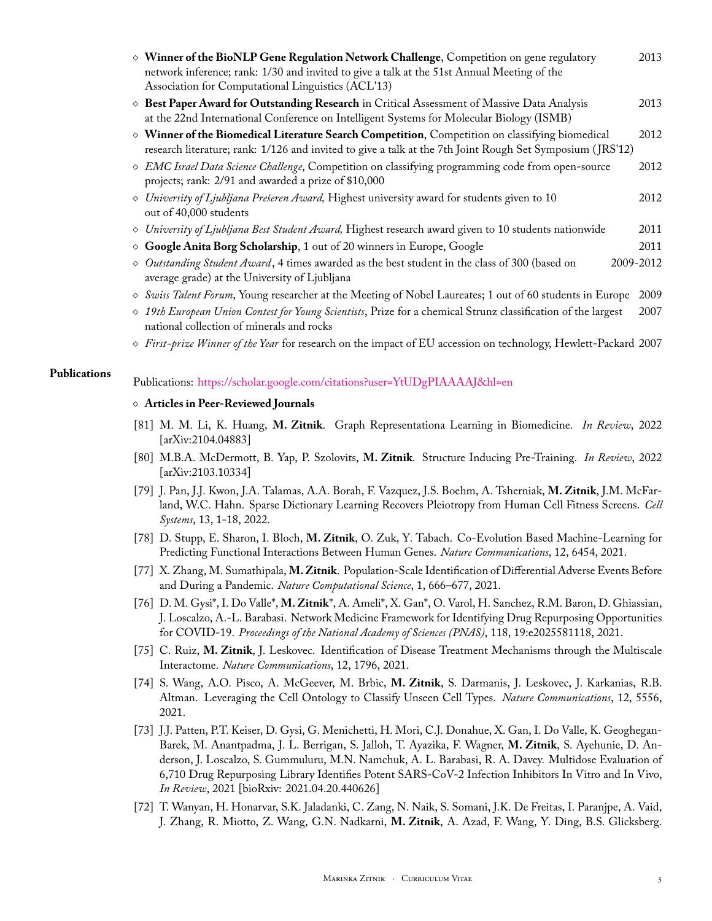- **Winner of the BioNLP Gene Regulation Network Challenge**, Competition on gene regulatory network inference; rank: 1/30 and invited to give a talk at the 51st Annual Meeting of the Association for Computational Linguistics (ACL'13) — 2013
- **Best Paper Award for Outstanding Research** in Critical Assessment of Massive Data Analysis at the 22nd International Conference on Intelligent Systems for Molecular Biology (ISMB) — 2013
- **Winner of the Biomedical Literature Search Competition**, Competition on classifying biomedical research literature; rank: 1/126 and invited to give a talk at the 7th Joint Rough Set Symposium (JRS'12) — 2012
- *EMC Israel Data Science Challenge*, Competition on classifying programming code from open-source projects; rank: 2/91 and awarded a prize of $10,000 — 2012
- *University of Ljubljana Prešeren Award,* Highest university award for students given to 10 out of 40,000 students — 2012
- *University of Ljubljana Best Student Award,* Highest research award given to 10 students nationwide — 2011
- **Google Anita Borg Scholarship**, 1 out of 20 winners in Europe, Google — 2011
- *Outstanding Student Award*, 4 times awarded as the best student in the class of 300 (based on average grade) at the University of Ljubljana — 2009-2012
- *Swiss Talent Forum*, Young researcher at the Meeting of Nobel Laureates; 1 out of 60 students in Europe — 2009
- *19th European Union Contest for Young Scientists*, Prize for a chemical Strunz classification of the largest national collection of minerals and rocks — 2007
- *First-prize Winner of the Year* for research on the impact of EU accession on technology, Hewlett-Packard — 2007

## Publications

Publications: https://scholar.google.com/citations?user=YtUDgPIAAAAJ&hl=en

### Articles in Peer-Reviewed Journals

[81] M. M. Li, K. Huang, **M. Zitnik**. Graph Representationa Learning in Biomedicine. *In Review*, 2022 [arXiv:2104.04883]

[80] M.B.A. McDermott, B. Yap, P. Szolovits, **M. Zitnik**. Structure Inducing Pre-Training. *In Review*, 2022 [arXiv:2103.10334]

[79] J. Pan, J.J. Kwon, J.A. Talamas, A.A. Borah, F. Vazquez, J.S. Boehm, A. Tsherniak, **M. Zitnik**, J.M. McFarland, W.C. Hahn. Sparse Dictionary Learning Recovers Pleiotropy from Human Cell Fitness Screens. *Cell Systems*, 13, 1-18, 2022.

[78] D. Stupp, E. Sharon, I. Bloch, **M. Zitnik**, O. Zuk, Y. Tabach. Co-Evolution Based Machine-Learning for Predicting Functional Interactions Between Human Genes. *Nature Communications*, 12, 6454, 2021.

[77] X. Zhang, M. Sumathipala, **M. Zitnik**. Population-Scale Identification of Differential Adverse Events Before and During a Pandemic. *Nature Computational Science*, 1, 666–677, 2021.

[76] D. M. Gysi*, I. Do Valle*, **M. Zitnik***, A. Ameli*, X. Gan*, O. Varol, H. Sanchez, R.M. Baron, D. Ghiassian, J. Loscalzo, A.-L. Barabasi. Network Medicine Framework for Identifying Drug Repurposing Opportunities for COVID-19. *Proceedings of the National Academy of Sciences (PNAS)*, 118, 19:e2025581118, 2021.

[75] C. Ruiz, **M. Zitnik**, J. Leskovec. Identification of Disease Treatment Mechanisms through the Multiscale Interactome. *Nature Communications*, 12, 1796, 2021.

[74] S. Wang, A.O. Pisco, A. McGeever, M. Brbic, **M. Zitnik**, S. Darmanis, J. Leskovec, J. Karkanias, R.B. Altman. Leveraging the Cell Ontology to Classify Unseen Cell Types. *Nature Communications*, 12, 5556, 2021.

[73] J.J. Patten, P.T. Keiser, D. Gysi, G. Menichetti, H. Mori, C.J. Donahue, X. Gan, I. Do Valle, K. Geoghegan-Barek, M. Anantpadma, J. L. Berrigan, S. Jalloh, T. Ayazika, F. Wagner, **M. Zitnik**, S. Ayehunie, D. Anderson, J. Loscalzo, S. Gummuluru, M.N. Namchuk, A. L. Barabasi, R. A. Davey. Multidose Evaluation of 6,710 Drug Repurposing Library Identifies Potent SARS-CoV-2 Infection Inhibitors In Vitro and In Vivo, *In Review*, 2021 [bioRxiv: 2021.04.20.440626]

[72] T. Wanyan, H. Honarvar, S.K. Jaladanki, C. Zang, N. Naik, S. Somani, J.K. De Freitas, I. Paranjpe, A. Vaid, J. Zhang, R. Miotto, Z. Wang, G.N. Nadkarni, **M. Zitnik**, A. Azad, F. Wang, Y. Ding, B.S. Glicksberg.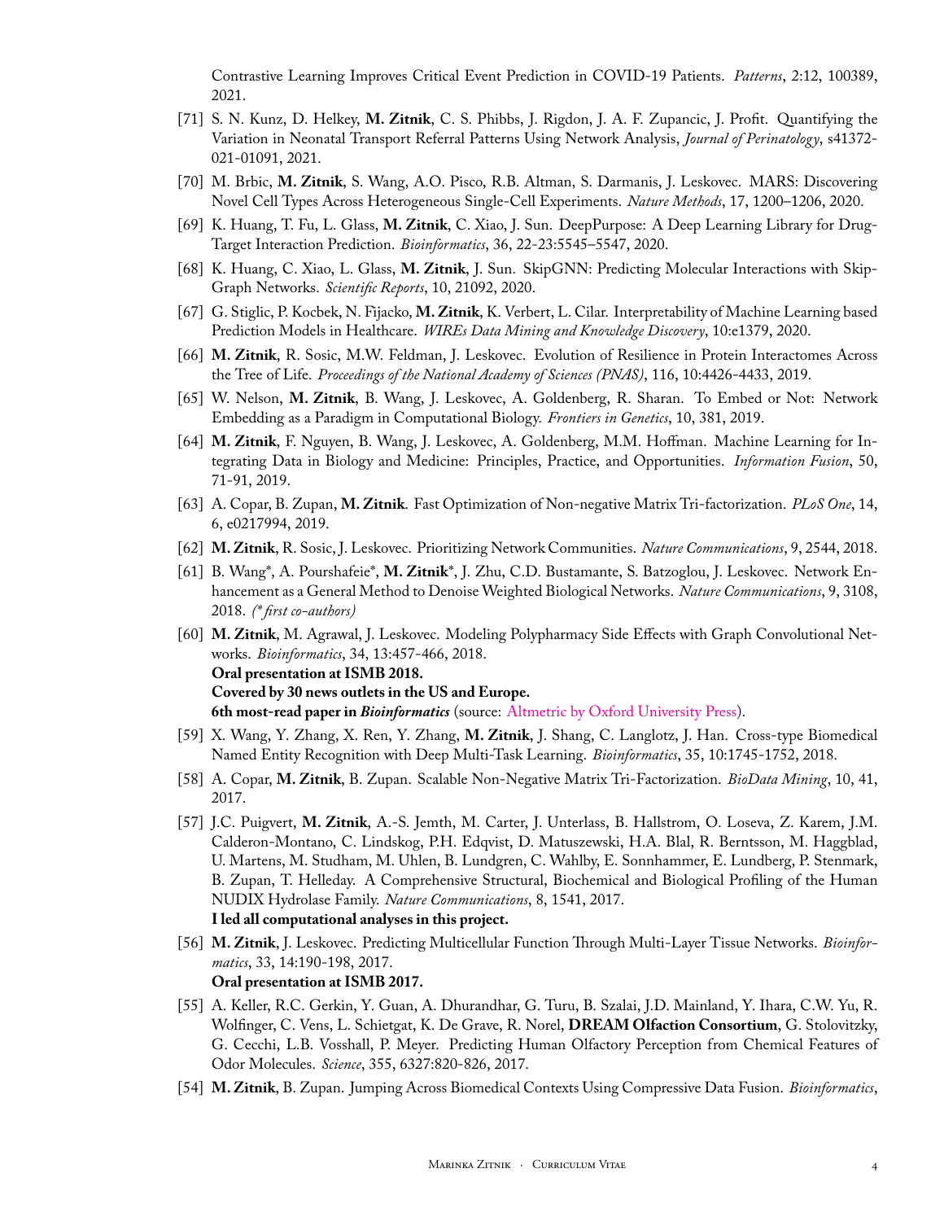Contrastive Learning Improves Critical Event Prediction in COVID-19 Patients. *Patterns*, 2:12, 100389, 2021.

[71] S. N. Kunz, D. Helkey, **M. Zitnik**, C. S. Phibbs, J. Rigdon, J. A. F. Zupancic, J. Profit. Quantifying the Variation in Neonatal Transport Referral Patterns Using Network Analysis, *Journal of Perinatology*, s41372-021-01091, 2021.

[70] M. Brbic, **M. Zitnik**, S. Wang, A.O. Pisco, R.B. Altman, S. Darmanis, J. Leskovec. MARS: Discovering Novel Cell Types Across Heterogeneous Single-Cell Experiments. *Nature Methods*, 17, 1200–1206, 2020.

[69] K. Huang, T. Fu, L. Glass, **M. Zitnik**, C. Xiao, J. Sun. DeepPurpose: A Deep Learning Library for Drug-Target Interaction Prediction. *Bioinformatics*, 36, 22-23:5545–5547, 2020.

[68] K. Huang, C. Xiao, L. Glass, **M. Zitnik**, J. Sun. SkipGNN: Predicting Molecular Interactions with Skip-Graph Networks. *Scientific Reports*, 10, 21092, 2020.

[67] G. Stiglic, P. Kocbek, N. Fijacko, **M. Zitnik**, K. Verbert, L. Cilar. Interpretability of Machine Learning based Prediction Models in Healthcare. *WIREs Data Mining and Knowledge Discovery*, 10:e1379, 2020.

[66] **M. Zitnik**, R. Sosic, M.W. Feldman, J. Leskovec. Evolution of Resilience in Protein Interactomes Across the Tree of Life. *Proceedings of the National Academy of Sciences (PNAS)*, 116, 10:4426-4433, 2019.

[65] W. Nelson, **M. Zitnik**, B. Wang, J. Leskovec, A. Goldenberg, R. Sharan. To Embed or Not: Network Embedding as a Paradigm in Computational Biology. *Frontiers in Genetics*, 10, 381, 2019.

[64] **M. Zitnik**, F. Nguyen, B. Wang, J. Leskovec, A. Goldenberg, M.M. Hoffman. Machine Learning for Integrating Data in Biology and Medicine: Principles, Practice, and Opportunities. *Information Fusion*, 50, 71-91, 2019.

[63] A. Copar, B. Zupan, **M. Zitnik**. Fast Optimization of Non-negative Matrix Tri-factorization. *PLoS One*, 14, 6, e0217994, 2019.

[62] **M. Zitnik**, R. Sosic, J. Leskovec. Prioritizing Network Communities. *Nature Communications*, 9, 2544, 2018.

[61] B. Wang*, A. Pourshafeie*, **M. Zitnik***, J. Zhu, C.D. Bustamante, S. Batzoglou, J. Leskovec. Network Enhancement as a General Method to Denoise Weighted Biological Networks. *Nature Communications*, 9, 3108, 2018. *(* first co-authors)*

[60] **M. Zitnik**, M. Agrawal, J. Leskovec. Modeling Polypharmacy Side Effects with Graph Convolutional Networks. *Bioinformatics*, 34, 13:457-466, 2018.
**Oral presentation at ISMB 2018.**
**Covered by 30 news outlets in the US and Europe.**
**6th most-read paper in *Bioinformatics*** (source: Altmetric by Oxford University Press).

[59] X. Wang, Y. Zhang, X. Ren, Y. Zhang, **M. Zitnik**, J. Shang, C. Langlotz, J. Han. Cross-type Biomedical Named Entity Recognition with Deep Multi-Task Learning. *Bioinformatics*, 35, 10:1745-1752, 2018.

[58] A. Copar, **M. Zitnik**, B. Zupan. Scalable Non-Negative Matrix Tri-Factorization. *BioData Mining*, 10, 41, 2017.

[57] J.C. Puigvert, **M. Zitnik**, A.-S. Jemth, M. Carter, J. Unterlass, B. Hallstrom, O. Loseva, Z. Karem, J.M. Calderon-Montano, C. Lindskog, P.H. Edqvist, D. Matuszewski, H.A. Blal, R. Berntsson, M. Haggblad, U. Martens, M. Studham, M. Uhlen, B. Lundgren, C. Wahlby, E. Sonnhammer, E. Lundberg, P. Stenmark, B. Zupan, T. Helleday. A Comprehensive Structural, Biochemical and Biological Profiling of the Human NUDIX Hydrolase Family. *Nature Communications*, 8, 1541, 2017.
**I led all computational analyses in this project.**

[56] **M. Zitnik**, J. Leskovec. Predicting Multicellular Function Through Multi-Layer Tissue Networks. *Bioinformatics*, 33, 14:190-198, 2017.
**Oral presentation at ISMB 2017.**

[55] A. Keller, R.C. Gerkin, Y. Guan, A. Dhurandhar, G. Turu, B. Szalai, J.D. Mainland, Y. Ihara, C.W. Yu, R. Wolfinger, C. Vens, L. Schietgat, K. De Grave, R. Norel, **DREAM Olfaction Consortium**, G. Stolovitzky, G. Cecchi, L.B. Vosshall, P. Meyer. Predicting Human Olfactory Perception from Chemical Features of Odor Molecules. *Science*, 355, 6327:820-826, 2017.

[54] **M. Zitnik**, B. Zupan. Jumping Across Biomedical Contexts Using Compressive Data Fusion. *Bioinformatics*,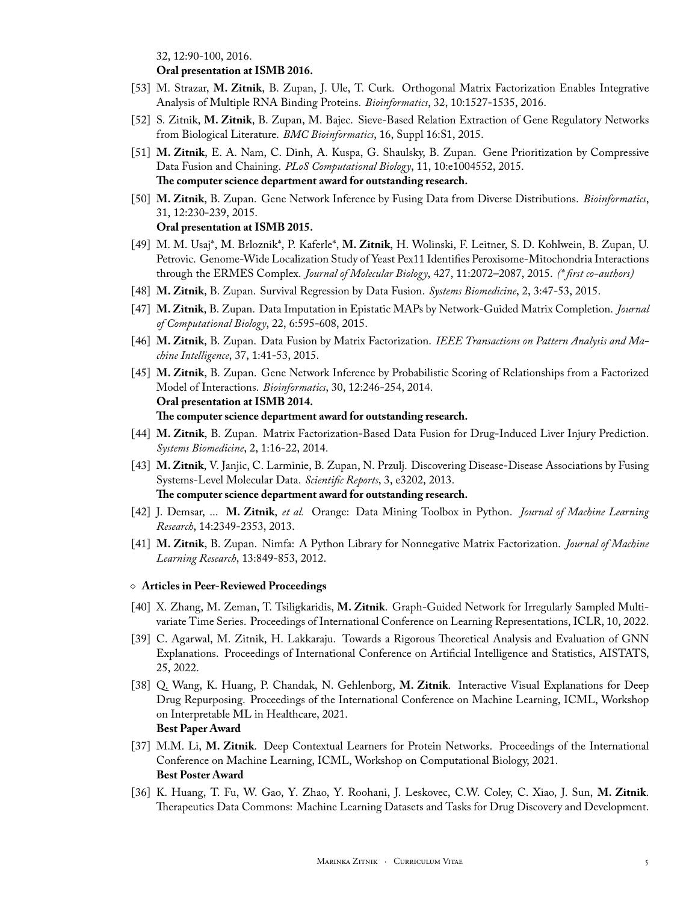32, 12:90-100, 2016.
**Oral presentation at ISMB 2016.**

- [53] M. Strazar, **M. Zitnik**, B. Zupan, J. Ule, T. Curk. Orthogonal Matrix Factorization Enables Integrative Analysis of Multiple RNA Binding Proteins. *Bioinformatics*, 32, 10:1527-1535, 2016.
- [52] S. Zitnik, **M. Zitnik**, B. Zupan, M. Bajec. Sieve-Based Relation Extraction of Gene Regulatory Networks from Biological Literature. *BMC Bioinformatics*, 16, Suppl 16:S1, 2015.
- [51] **M. Zitnik**, E. A. Nam, C. Dinh, A. Kuspa, G. Shaulsky, B. Zupan. Gene Prioritization by Compressive Data Fusion and Chaining. *PLoS Computational Biology*, 11, 10:e1004552, 2015.
  **The computer science department award for outstanding research.**
- [50] **M. Zitnik**, B. Zupan. Gene Network Inference by Fusing Data from Diverse Distributions. *Bioinformatics*, 31, 12:230-239, 2015.
  **Oral presentation at ISMB 2015.**
- [49] M. M. Usaj*, M. Brloznik*, P. Kaferle*, **M. Zitnik**, H. Wolinski, F. Leitner, S. D. Kohlwein, B. Zupan, U. Petrovic. Genome-Wide Localization Study of Yeast Pex11 Identifies Peroxisome-Mitochondria Interactions through the ERMES Complex. *Journal of Molecular Biology*, 427, 11:2072–2087, 2015. *(* first co-authors)*
- [48] **M. Zitnik**, B. Zupan. Survival Regression by Data Fusion. *Systems Biomedicine*, 2, 3:47-53, 2015.
- [47] **M. Zitnik**, B. Zupan. Data Imputation in Epistatic MAPs by Network-Guided Matrix Completion. *Journal of Computational Biology*, 22, 6:595-608, 2015.
- [46] **M. Zitnik**, B. Zupan. Data Fusion by Matrix Factorization. *IEEE Transactions on Pattern Analysis and Machine Intelligence*, 37, 1:41-53, 2015.
- [45] **M. Zitnik**, B. Zupan. Gene Network Inference by Probabilistic Scoring of Relationships from a Factorized Model of Interactions. *Bioinformatics*, 30, 12:246-254, 2014.
  **Oral presentation at ISMB 2014.**
  **The computer science department award for outstanding research.**
- [44] **M. Zitnik**, B. Zupan. Matrix Factorization-Based Data Fusion for Drug-Induced Liver Injury Prediction. *Systems Biomedicine*, 2, 1:16-22, 2014.
- [43] **M. Zitnik**, V. Janjic, C. Larminie, B. Zupan, N. Przulj. Discovering Disease-Disease Associations by Fusing Systems-Level Molecular Data. *Scientific Reports*, 3, e3202, 2013.
  **The computer science department award for outstanding research.**
- [42] J. Demsar, ... **M. Zitnik**, *et al.* Orange: Data Mining Toolbox in Python. *Journal of Machine Learning Research*, 14:2349-2353, 2013.
- [41] **M. Zitnik**, B. Zupan. Nimfa: A Python Library for Nonnegative Matrix Factorization. *Journal of Machine Learning Research*, 13:849-853, 2012.

### ⋄ Articles in Peer-Reviewed Proceedings

- [40] X. Zhang, M. Zeman, T. Tsiligkaridis, **M. Zitnik**. Graph-Guided Network for Irregularly Sampled Multivariate Time Series. Proceedings of International Conference on Learning Representations, ICLR, 10, 2022.
- [39] C. Agarwal, M. Zitnik, H. Lakkaraju. Towards a Rigorous Theoretical Analysis and Evaluation of GNN Explanations. Proceedings of International Conference on Artificial Intelligence and Statistics, AISTATS, 25, 2022.
- [38] Q. Wang, K. Huang, P. Chandak, N. Gehlenborg, **M. Zitnik**. Interactive Visual Explanations for Deep Drug Repurposing. Proceedings of the International Conference on Machine Learning, ICML, Workshop on Interpretable ML in Healthcare, 2021.
  **Best Paper Award**
- [37] M.M. Li, **M. Zitnik**. Deep Contextual Learners for Protein Networks. Proceedings of the International Conference on Machine Learning, ICML, Workshop on Computational Biology, 2021.
  **Best Poster Award**
- [36] K. Huang, T. Fu, W. Gao, Y. Zhao, Y. Roohani, J. Leskovec, C.W. Coley, C. Xiao, J. Sun, **M. Zitnik**. Therapeutics Data Commons: Machine Learning Datasets and Tasks for Drug Discovery and Development.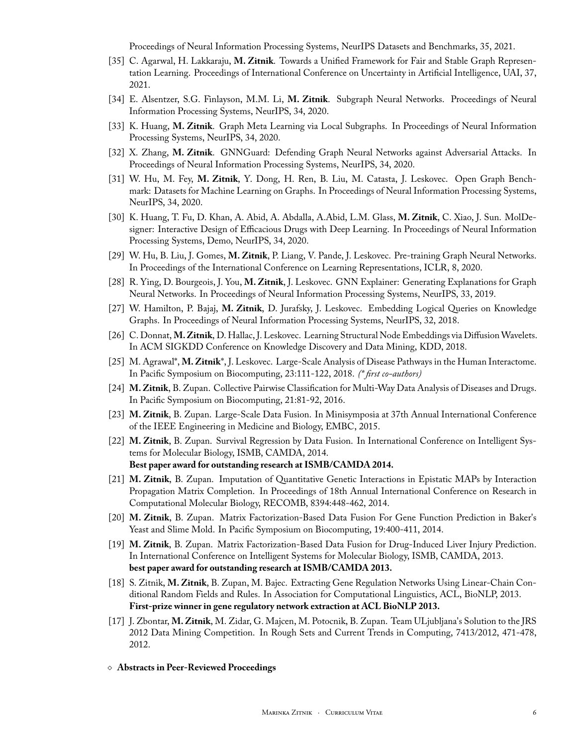Proceedings of Neural Information Processing Systems, NeurIPS Datasets and Benchmarks, 35, 2021.

[35] C. Agarwal, H. Lakkaraju, **M. Zitnik**. Towards a Unified Framework for Fair and Stable Graph Representation Learning. Proceedings of International Conference on Uncertainty in Artificial Intelligence, UAI, 37, 2021.

[34] E. Alsentzer, S.G. Finlayson, M.M. Li, **M. Zitnik**. Subgraph Neural Networks. Proceedings of Neural Information Processing Systems, NeurIPS, 34, 2020.

[33] K. Huang, **M. Zitnik**. Graph Meta Learning via Local Subgraphs. In Proceedings of Neural Information Processing Systems, NeurIPS, 34, 2020.

[32] X. Zhang, **M. Zitnik**. GNNGuard: Defending Graph Neural Networks against Adversarial Attacks. In Proceedings of Neural Information Processing Systems, NeurIPS, 34, 2020.

[31] W. Hu, M. Fey, **M. Zitnik**, Y. Dong, H. Ren, B. Liu, M. Catasta, J. Leskovec. Open Graph Benchmark: Datasets for Machine Learning on Graphs. In Proceedings of Neural Information Processing Systems, NeurIPS, 34, 2020.

[30] K. Huang, T. Fu, D. Khan, A. Abid, A. Abdalla, A.Abid, L.M. Glass, **M. Zitnik**, C. Xiao, J. Sun. MolDesigner: Interactive Design of Efficacious Drugs with Deep Learning. In Proceedings of Neural Information Processing Systems, Demo, NeurIPS, 34, 2020.

[29] W. Hu, B. Liu, J. Gomes, **M. Zitnik**, P. Liang, V. Pande, J. Leskovec. Pre-training Graph Neural Networks. In Proceedings of the International Conference on Learning Representations, ICLR, 8, 2020.

[28] R. Ying, D. Bourgeois, J. You, **M. Zitnik**, J. Leskovec. GNN Explainer: Generating Explanations for Graph Neural Networks. In Proceedings of Neural Information Processing Systems, NeurIPS, 33, 2019.

[27] W. Hamilton, P. Bajaj, **M. Zitnik**, D. Jurafsky, J. Leskovec. Embedding Logical Queries on Knowledge Graphs. In Proceedings of Neural Information Processing Systems, NeurIPS, 32, 2018.

[26] C. Donnat, **M. Zitnik**, D. Hallac, J. Leskovec. Learning Structural Node Embeddings via Diffusion Wavelets. In ACM SIGKDD Conference on Knowledge Discovery and Data Mining, KDD, 2018.

[25] M. Agrawal*, **M. Zitnik***, J. Leskovec. Large-Scale Analysis of Disease Pathways in the Human Interactome. In Pacific Symposium on Biocomputing, 23:111-122, 2018. *(* first co-authors)*

[24] **M. Zitnik**, B. Zupan. Collective Pairwise Classification for Multi-Way Data Analysis of Diseases and Drugs. In Pacific Symposium on Biocomputing, 21:81-92, 2016.

[23] **M. Zitnik**, B. Zupan. Large-Scale Data Fusion. In Minisymposia at 37th Annual International Conference of the IEEE Engineering in Medicine and Biology, EMBC, 2015.

[22] **M. Zitnik**, B. Zupan. Survival Regression by Data Fusion. In International Conference on Intelligent Systems for Molecular Biology, ISMB, CAMDA, 2014.
**Best paper award for outstanding research at ISMB/CAMDA 2014.**

[21] **M. Zitnik**, B. Zupan. Imputation of Quantitative Genetic Interactions in Epistatic MAPs by Interaction Propagation Matrix Completion. In Proceedings of 18th Annual International Conference on Research in Computational Molecular Biology, RECOMB, 8394:448-462, 2014.

[20] **M. Zitnik**, B. Zupan. Matrix Factorization-Based Data Fusion For Gene Function Prediction in Baker's Yeast and Slime Mold. In Pacific Symposium on Biocomputing, 19:400-411, 2014.

[19] **M. Zitnik**, B. Zupan. Matrix Factorization-Based Data Fusion for Drug-Induced Liver Injury Prediction. In International Conference on Intelligent Systems for Molecular Biology, ISMB, CAMDA, 2013.
**best paper award for outstanding research at ISMB/CAMDA 2013.**

[18] S. Zitnik, **M. Zitnik**, B. Zupan, M. Bajec. Extracting Gene Regulation Networks Using Linear-Chain Conditional Random Fields and Rules. In Association for Computational Linguistics, ACL, BioNLP, 2013.
**First-prize winner in gene regulatory network extraction at ACL BioNLP 2013.**

[17] J. Zbontar, **M. Zitnik**, M. Zidar, G. Majcen, M. Potocnik, B. Zupan. Team ULjubljana's Solution to the JRS 2012 Data Mining Competition. In Rough Sets and Current Trends in Computing, 7413/2012, 471-478, 2012.

◇ **Abstracts in Peer-Reviewed Proceedings**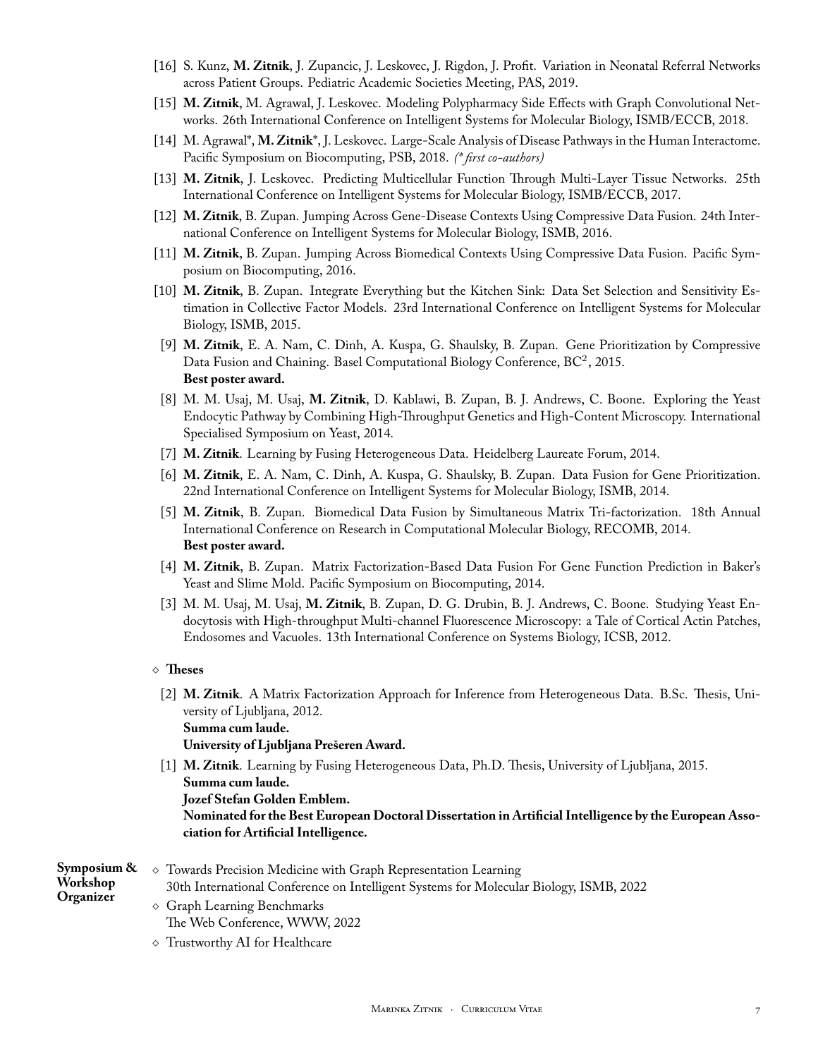[16] S. Kunz, **M. Zitnik**, J. Zupancic, J. Leskovec, J. Rigdon, J. Profit. Variation in Neonatal Referral Networks across Patient Groups. Pediatric Academic Societies Meeting, PAS, 2019.

[15] **M. Zitnik**, M. Agrawal, J. Leskovec. Modeling Polypharmacy Side Effects with Graph Convolutional Networks. 26th International Conference on Intelligent Systems for Molecular Biology, ISMB/ECCB, 2018.

[14] M. Agrawal*, **M. Zitnik***, J. Leskovec. Large-Scale Analysis of Disease Pathways in the Human Interactome. Pacific Symposium on Biocomputing, PSB, 2018. *(* first co-authors)*

[13] **M. Zitnik**, J. Leskovec. Predicting Multicellular Function Through Multi-Layer Tissue Networks. 25th International Conference on Intelligent Systems for Molecular Biology, ISMB/ECCB, 2017.

[12] **M. Zitnik**, B. Zupan. Jumping Across Gene-Disease Contexts Using Compressive Data Fusion. 24th International Conference on Intelligent Systems for Molecular Biology, ISMB, 2016.

[11] **M. Zitnik**, B. Zupan. Jumping Across Biomedical Contexts Using Compressive Data Fusion. Pacific Symposium on Biocomputing, 2016.

[10] **M. Zitnik**, B. Zupan. Integrate Everything but the Kitchen Sink: Data Set Selection and Sensitivity Estimation in Collective Factor Models. 23rd International Conference on Intelligent Systems for Molecular Biology, ISMB, 2015.

[9] **M. Zitnik**, E. A. Nam, C. Dinh, A. Kuspa, G. Shaulsky, B. Zupan. Gene Prioritization by Compressive Data Fusion and Chaining. Basel Computational Biology Conference, $BC^2$, 2015.
**Best poster award.**

[8] M. M. Usaj, M. Usaj, **M. Zitnik**, D. Kablawi, B. Zupan, B. J. Andrews, C. Boone. Exploring the Yeast Endocytic Pathway by Combining High-Throughput Genetics and High-Content Microscopy. International Specialised Symposium on Yeast, 2014.

[7] **M. Zitnik**. Learning by Fusing Heterogeneous Data. Heidelberg Laureate Forum, 2014.

[6] **M. Zitnik**, E. A. Nam, C. Dinh, A. Kuspa, G. Shaulsky, B. Zupan. Data Fusion for Gene Prioritization. 22nd International Conference on Intelligent Systems for Molecular Biology, ISMB, 2014.

[5] **M. Zitnik**, B. Zupan. Biomedical Data Fusion by Simultaneous Matrix Tri-factorization. 18th Annual International Conference on Research in Computational Molecular Biology, RECOMB, 2014.
**Best poster award.**

[4] **M. Zitnik**, B. Zupan. Matrix Factorization-Based Data Fusion For Gene Function Prediction in Baker's Yeast and Slime Mold. Pacific Symposium on Biocomputing, 2014.

[3] M. M. Usaj, M. Usaj, **M. Zitnik**, B. Zupan, D. G. Drubin, B. J. Andrews, C. Boone. Studying Yeast Endocytosis with High-throughput Multi-channel Fluorescence Microscopy: a Tale of Cortical Actin Patches, Endosomes and Vacuoles. 13th International Conference on Systems Biology, ICSB, 2012.

◇ **Theses**

[2] **M. Zitnik**. A Matrix Factorization Approach for Inference from Heterogeneous Data. B.Sc. Thesis, University of Ljubljana, 2012.
**Summa cum laude.**
**University of Ljubljana Prešeren Award.**

[1] **M. Zitnik**. Learning by Fusing Heterogeneous Data, Ph.D. Thesis, University of Ljubljana, 2015.
**Summa cum laude.**
**Jozef Stefan Golden Emblem.**
**Nominated for the Best European Doctoral Dissertation in Artificial Intelligence by the European Association for Artificial Intelligence.**

**Symposium & Workshop Organizer**

◇ Towards Precision Medicine with Graph Representation Learning
30th International Conference on Intelligent Systems for Molecular Biology, ISMB, 2022

◇ Graph Learning Benchmarks
The Web Conference, WWW, 2022

◇ Trustworthy AI for Healthcare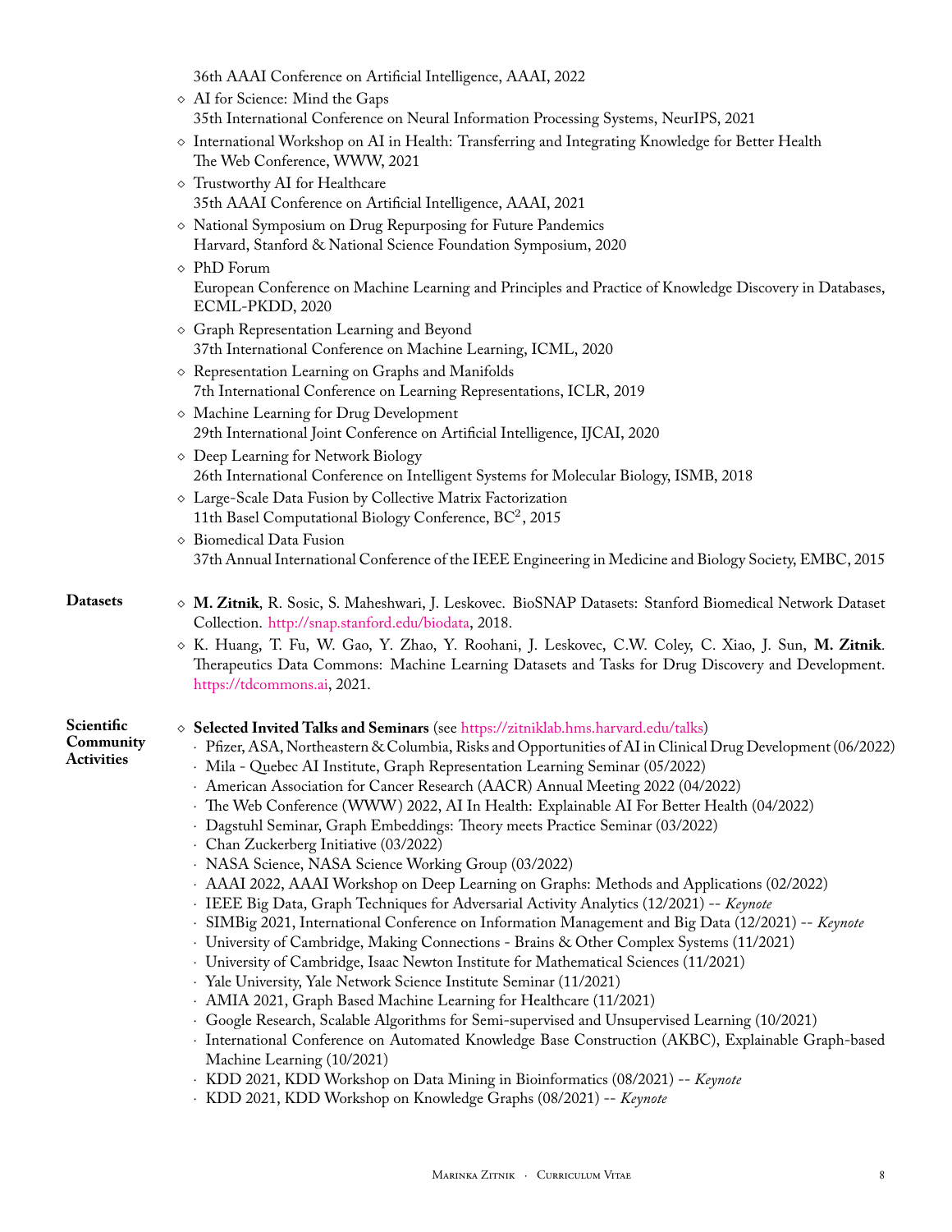36th AAAI Conference on Artificial Intelligence, AAAI, 2022

- AI for Science: Mind the Gaps
  35th International Conference on Neural Information Processing Systems, NeurIPS, 2021
- International Workshop on AI in Health: Transferring and Integrating Knowledge for Better Health
  The Web Conference, WWW, 2021
- Trustworthy AI for Healthcare
  35th AAAI Conference on Artificial Intelligence, AAAI, 2021
- National Symposium on Drug Repurposing for Future Pandemics
  Harvard, Stanford & National Science Foundation Symposium, 2020
- PhD Forum
  European Conference on Machine Learning and Principles and Practice of Knowledge Discovery in Databases, ECML-PKDD, 2020
- Graph Representation Learning and Beyond
  37th International Conference on Machine Learning, ICML, 2020
- Representation Learning on Graphs and Manifolds
  7th International Conference on Learning Representations, ICLR, 2019
- Machine Learning for Drug Development
  29th International Joint Conference on Artificial Intelligence, IJCAI, 2020
- Deep Learning for Network Biology
  26th International Conference on Intelligent Systems for Molecular Biology, ISMB, 2018
- Large-Scale Data Fusion by Collective Matrix Factorization
  11th Basel Computational Biology Conference, $BC^2$, 2015
- Biomedical Data Fusion
  37th Annual International Conference of the IEEE Engineering in Medicine and Biology Society, EMBC, 2015

## Datasets

- **M. Zitnik**, R. Sosic, S. Maheshwari, J. Leskovec. BioSNAP Datasets: Stanford Biomedical Network Dataset Collection. http://snap.stanford.edu/biodata, 2018.
- K. Huang, T. Fu, W. Gao, Y. Zhao, Y. Roohani, J. Leskovec, C.W. Coley, C. Xiao, J. Sun, **M. Zitnik**. Therapeutics Data Commons: Machine Learning Datasets and Tasks for Drug Discovery and Development. https://tdcommons.ai, 2021.

## Scientific Community Activities

- **Selected Invited Talks and Seminars** (see https://zitniklab.hms.harvard.edu/talks)
  - Pfizer, ASA, Northeastern & Columbia, Risks and Opportunities of AI in Clinical Drug Development (06/2022)
  - Mila - Quebec AI Institute, Graph Representation Learning Seminar (05/2022)
  - American Association for Cancer Research (AACR) Annual Meeting 2022 (04/2022)
  - The Web Conference (WWW) 2022, AI In Health: Explainable AI For Better Health (04/2022)
  - Dagstuhl Seminar, Graph Embeddings: Theory meets Practice Seminar (03/2022)
  - Chan Zuckerberg Initiative (03/2022)
  - NASA Science, NASA Science Working Group (03/2022)
  - AAAI 2022, AAAI Workshop on Deep Learning on Graphs: Methods and Applications (02/2022)
  - IEEE Big Data, Graph Techniques for Adversarial Activity Analytics (12/2021) -- *Keynote*
  - SIMBig 2021, International Conference on Information Management and Big Data (12/2021) -- *Keynote*
  - University of Cambridge, Making Connections - Brains & Other Complex Systems (11/2021)
  - University of Cambridge, Isaac Newton Institute for Mathematical Sciences (11/2021)
  - Yale University, Yale Network Science Institute Seminar (11/2021)
  - AMIA 2021, Graph Based Machine Learning for Healthcare (11/2021)
  - Google Research, Scalable Algorithms for Semi-supervised and Unsupervised Learning (10/2021)
  - International Conference on Automated Knowledge Base Construction (AKBC), Explainable Graph-based Machine Learning (10/2021)
  - KDD 2021, KDD Workshop on Data Mining in Bioinformatics (08/2021) -- *Keynote*
  - KDD 2021, KDD Workshop on Knowledge Graphs (08/2021) -- *Keynote*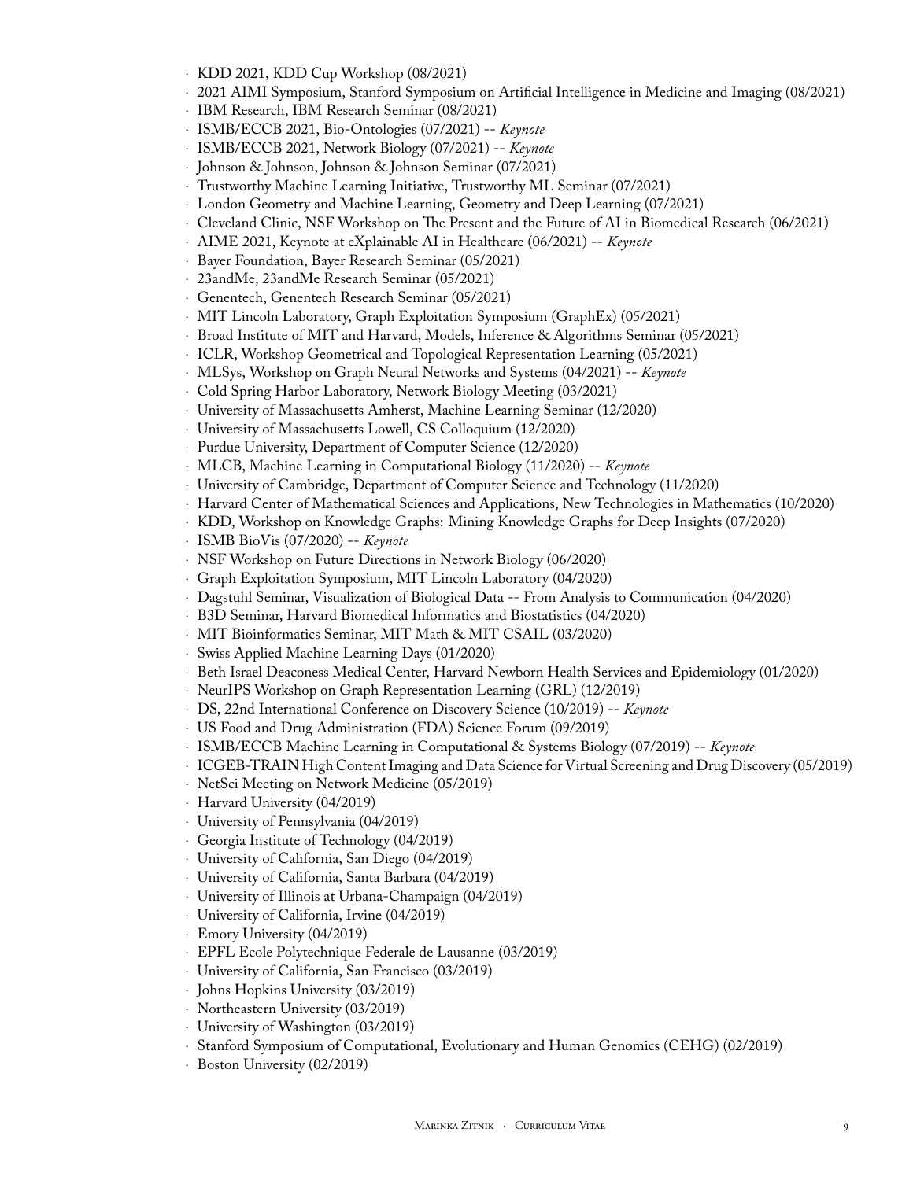- KDD 2021, KDD Cup Workshop (08/2021)
- 2021 AIMI Symposium, Stanford Symposium on Artificial Intelligence in Medicine and Imaging (08/2021)
- IBM Research, IBM Research Seminar (08/2021)
- ISMB/ECCB 2021, Bio-Ontologies (07/2021) -- *Keynote*
- ISMB/ECCB 2021, Network Biology (07/2021) -- *Keynote*
- Johnson & Johnson, Johnson & Johnson Seminar (07/2021)
- Trustworthy Machine Learning Initiative, Trustworthy ML Seminar (07/2021)
- London Geometry and Machine Learning, Geometry and Deep Learning (07/2021)
- Cleveland Clinic, NSF Workshop on The Present and the Future of AI in Biomedical Research (06/2021)
- AIME 2021, Keynote at eXplainable AI in Healthcare (06/2021) -- *Keynote*
- Bayer Foundation, Bayer Research Seminar (05/2021)
- 23andMe, 23andMe Research Seminar (05/2021)
- Genentech, Genentech Research Seminar (05/2021)
- MIT Lincoln Laboratory, Graph Exploitation Symposium (GraphEx) (05/2021)
- Broad Institute of MIT and Harvard, Models, Inference & Algorithms Seminar (05/2021)
- ICLR, Workshop Geometrical and Topological Representation Learning (05/2021)
- MLSys, Workshop on Graph Neural Networks and Systems (04/2021) -- *Keynote*
- Cold Spring Harbor Laboratory, Network Biology Meeting (03/2021)
- University of Massachusetts Amherst, Machine Learning Seminar (12/2020)
- University of Massachusetts Lowell, CS Colloquium (12/2020)
- Purdue University, Department of Computer Science (12/2020)
- MLCB, Machine Learning in Computational Biology (11/2020) -- *Keynote*
- University of Cambridge, Department of Computer Science and Technology (11/2020)
- Harvard Center of Mathematical Sciences and Applications, New Technologies in Mathematics (10/2020)
- KDD, Workshop on Knowledge Graphs: Mining Knowledge Graphs for Deep Insights (07/2020)
- ISMB BioVis (07/2020) -- *Keynote*
- NSF Workshop on Future Directions in Network Biology (06/2020)
- Graph Exploitation Symposium, MIT Lincoln Laboratory (04/2020)
- Dagstuhl Seminar, Visualization of Biological Data -- From Analysis to Communication (04/2020)
- B3D Seminar, Harvard Biomedical Informatics and Biostatistics (04/2020)
- MIT Bioinformatics Seminar, MIT Math & MIT CSAIL (03/2020)
- Swiss Applied Machine Learning Days (01/2020)
- Beth Israel Deaconess Medical Center, Harvard Newborn Health Services and Epidemiology (01/2020)
- NeurIPS Workshop on Graph Representation Learning (GRL) (12/2019)
- DS, 22nd International Conference on Discovery Science (10/2019) -- *Keynote*
- US Food and Drug Administration (FDA) Science Forum (09/2019)
- ISMB/ECCB Machine Learning in Computational & Systems Biology (07/2019) -- *Keynote*
- ICGEB-TRAIN High Content Imaging and Data Science for Virtual Screening and Drug Discovery (05/2019)
- NetSci Meeting on Network Medicine (05/2019)
- Harvard University (04/2019)
- University of Pennsylvania (04/2019)
- Georgia Institute of Technology (04/2019)
- University of California, San Diego (04/2019)
- University of California, Santa Barbara (04/2019)
- University of Illinois at Urbana-Champaign (04/2019)
- University of California, Irvine (04/2019)
- Emory University (04/2019)
- EPFL Ecole Polytechnique Federale de Lausanne (03/2019)
- University of California, San Francisco (03/2019)
- Johns Hopkins University (03/2019)
- Northeastern University (03/2019)
- University of Washington (03/2019)
- Stanford Symposium of Computational, Evolutionary and Human Genomics (CEHG) (02/2019)
- Boston University (02/2019)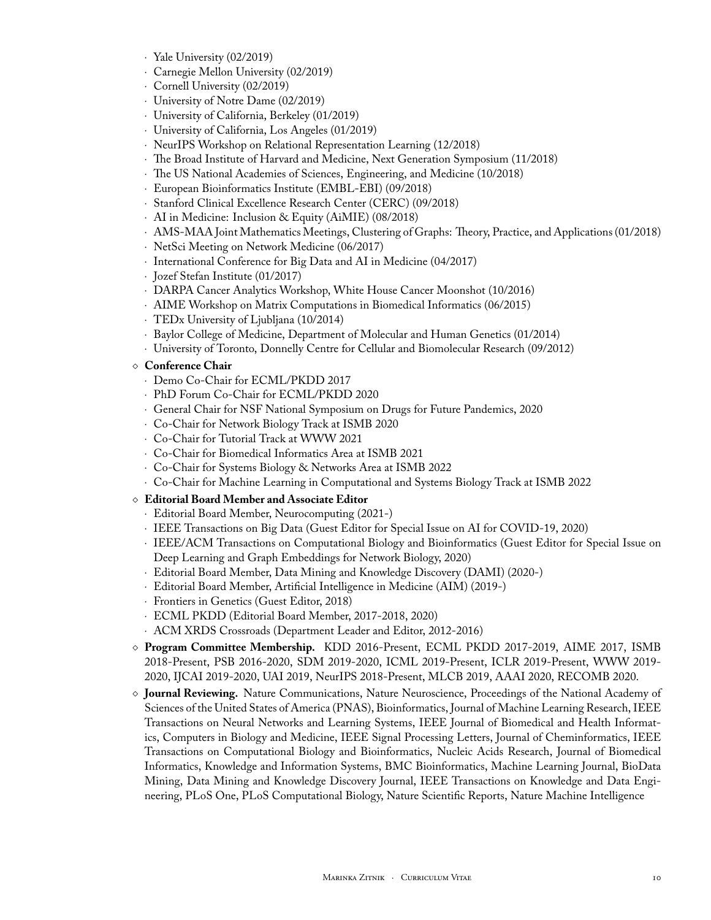- Yale University (02/2019)
- Carnegie Mellon University (02/2019)
- Cornell University (02/2019)
- University of Notre Dame (02/2019)
- University of California, Berkeley (01/2019)
- University of California, Los Angeles (01/2019)
- NeurIPS Workshop on Relational Representation Learning (12/2018)
- The Broad Institute of Harvard and Medicine, Next Generation Symposium (11/2018)
- The US National Academies of Sciences, Engineering, and Medicine (10/2018)
- European Bioinformatics Institute (EMBL-EBI) (09/2018)
- Stanford Clinical Excellence Research Center (CERC) (09/2018)
- AI in Medicine: Inclusion & Equity (AiMIE) (08/2018)
- AMS-MAA Joint Mathematics Meetings, Clustering of Graphs: Theory, Practice, and Applications (01/2018)
- NetSci Meeting on Network Medicine (06/2017)
- International Conference for Big Data and AI in Medicine (04/2017)
- Jozef Stefan Institute (01/2017)
- DARPA Cancer Analytics Workshop, White House Cancer Moonshot (10/2016)
- AIME Workshop on Matrix Computations in Biomedical Informatics (06/2015)
- TEDx University of Ljubljana (10/2014)
- Baylor College of Medicine, Department of Molecular and Human Genetics (01/2014)
- University of Toronto, Donnelly Centre for Cellular and Biomolecular Research (09/2012)

◇ **Conference Chair**

- Demo Co-Chair for ECML/PKDD 2017
- PhD Forum Co-Chair for ECML/PKDD 2020
- General Chair for NSF National Symposium on Drugs for Future Pandemics, 2020
- Co-Chair for Network Biology Track at ISMB 2020
- Co-Chair for Tutorial Track at WWW 2021
- Co-Chair for Biomedical Informatics Area at ISMB 2021
- Co-Chair for Systems Biology & Networks Area at ISMB 2022
- Co-Chair for Machine Learning in Computational and Systems Biology Track at ISMB 2022

◇ **Editorial Board Member and Associate Editor**

- Editorial Board Member, Neurocomputing (2021-)
- IEEE Transactions on Big Data (Guest Editor for Special Issue on AI for COVID-19, 2020)
- IEEE/ACM Transactions on Computational Biology and Bioinformatics (Guest Editor for Special Issue on Deep Learning and Graph Embeddings for Network Biology, 2020)
- Editorial Board Member, Data Mining and Knowledge Discovery (DAMI) (2020-)
- Editorial Board Member, Artificial Intelligence in Medicine (AIM) (2019-)
- Frontiers in Genetics (Guest Editor, 2018)
- ECML PKDD (Editorial Board Member, 2017-2018, 2020)
- ACM XRDS Crossroads (Department Leader and Editor, 2012-2016)

◇ **Program Committee Membership.** KDD 2016-Present, ECML PKDD 2017-2019, AIME 2017, ISMB 2018-Present, PSB 2016-2020, SDM 2019-2020, ICML 2019-Present, ICLR 2019-Present, WWW 2019-2020, IJCAI 2019-2020, UAI 2019, NeurIPS 2018-Present, MLCB 2019, AAAI 2020, RECOMB 2020.

◇ **Journal Reviewing.** Nature Communications, Nature Neuroscience, Proceedings of the National Academy of Sciences of the United States of America (PNAS), Bioinformatics, Journal of Machine Learning Research, IEEE Transactions on Neural Networks and Learning Systems, IEEE Journal of Biomedical and Health Informatics, Computers in Biology and Medicine, IEEE Signal Processing Letters, Journal of Cheminformatics, IEEE Transactions on Computational Biology and Bioinformatics, Nucleic Acids Research, Journal of Biomedical Informatics, Knowledge and Information Systems, BMC Bioinformatics, Machine Learning Journal, BioData Mining, Data Mining and Knowledge Discovery Journal, IEEE Transactions on Knowledge and Data Engineering, PLoS One, PLoS Computational Biology, Nature Scientific Reports, Nature Machine Intelligence